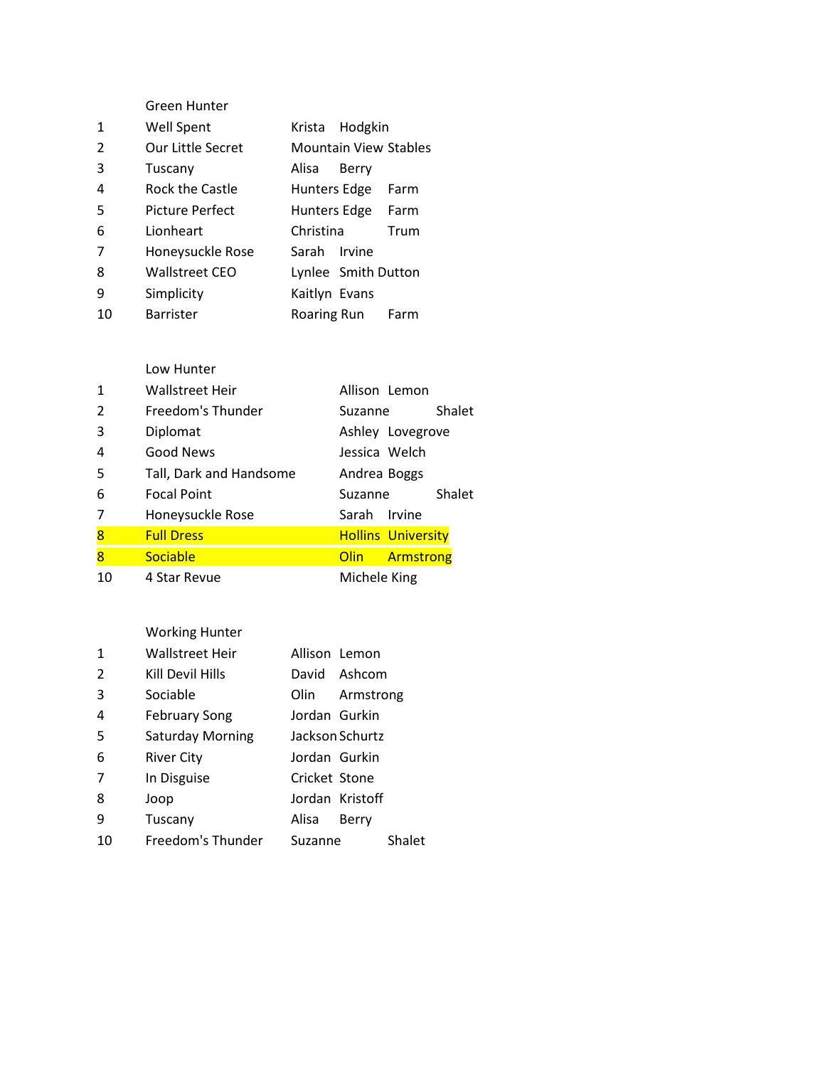## Green Hunter

| Place | Horse | Rider/Owner |
|---|---|---|
| 1 | Well Spent | Krista Hodgkin |
| 2 | Our Little Secret | Mountain View Stables |
| 3 | Tuscany | Alisa Berry |
| 4 | Rock the Castle | Hunters Edge Farm |
| 5 | Picture Perfect | Hunters Edge Farm |
| 6 | Lionheart | Christina Trum |
| 7 | Honeysuckle Rose | Sarah Irvine |
| 8 | Wallstreet CEO | Lynlee Smith Dutton |
| 9 | Simplicity | Kaitlyn Evans |
| 10 | Barrister | Roaring Run Farm |

## Low Hunter

| Place | Horse | Rider/Owner |
|---|---|---|
| 1 | Wallstreet Heir | Allison Lemon |
| 2 | Freedom's Thunder | Suzanne Shalet |
| 3 | Diplomat | Ashley Lovegrove |
| 4 | Good News | Jessica Welch |
| 5 | Tall, Dark and Handsome | Andrea Boggs |
| 6 | Focal Point | Suzanne Shalet |
| 7 | Honeysuckle Rose | Sarah Irvine |
| 8 | Full Dress | Hollins University |
| 8 | Sociable | Olin Armstrong |
| 10 | 4 Star Revue | Michele King |

## Working Hunter

| Place | Horse | Rider/Owner |
|---|---|---|
| 1 | Wallstreet Heir | Allison Lemon |
| 2 | Kill Devil Hills | David Ashcom |
| 3 | Sociable | Olin Armstrong |
| 4 | February Song | Jordan Gurkin |
| 5 | Saturday Morning | Jackson Schurtz |
| 6 | River City | Jordan Gurkin |
| 7 | In Disguise | Cricket Stone |
| 8 | Joop | Jordan Kristoff |
| 9 | Tuscany | Alisa Berry |
| 10 | Freedom's Thunder | Suzanne Shalet |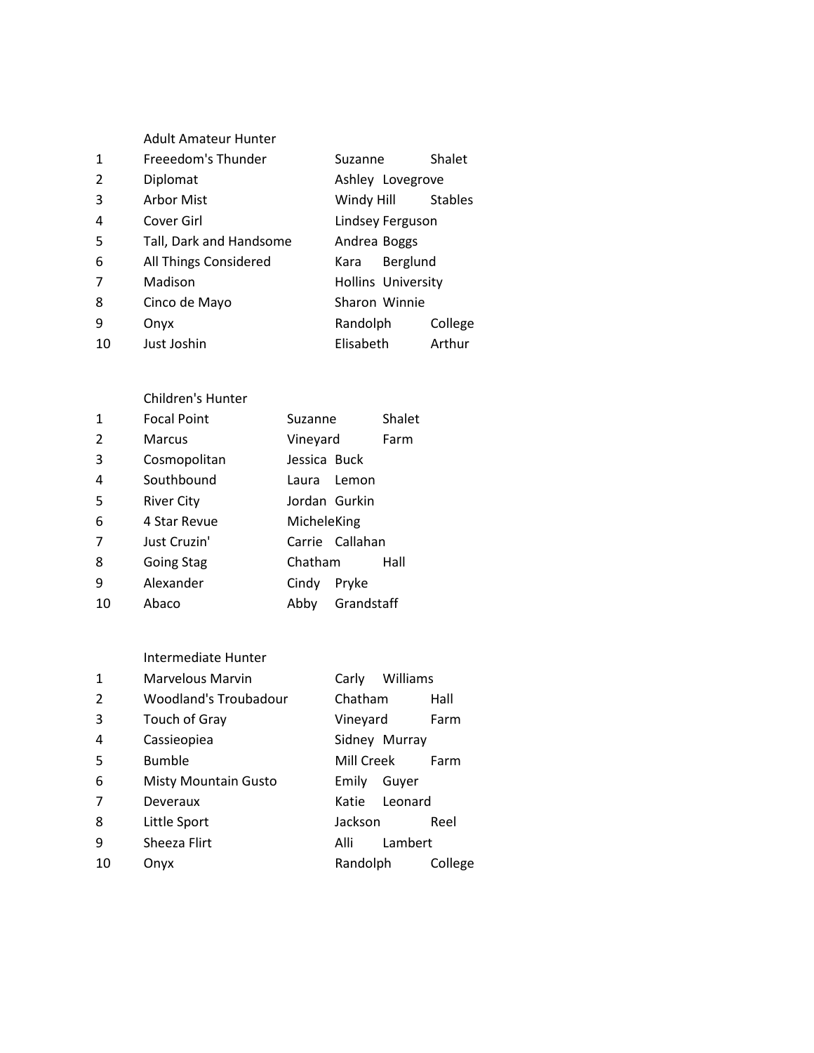### Adult Amateur Hunter

| Place | Horse | Owner/Rider | |
|---|---|---|---|
| 1 | Freeedom's Thunder | Suzanne | Shalet |
| 2 | Diplomat | Ashley | Lovegrove |
| 3 | Arbor Mist | Windy Hill | Stables |
| 4 | Cover Girl | Lindsey | Ferguson |
| 5 | Tall, Dark and Handsome | Andrea | Boggs |
| 6 | All Things Considered | Kara | Berglund |
| 7 | Madison | Hollins | University |
| 8 | Cinco de Mayo | Sharon | Winnie |
| 9 | Onyx | Randolph | College |
| 10 | Just Joshin | Elisabeth | Arthur |

### Children's Hunter

| Place | Horse | Owner/Rider | |
|---|---|---|---|
| 1 | Focal Point | Suzanne | Shalet |
| 2 | Marcus | Vineyard | Farm |
| 3 | Cosmopolitan | Jessica | Buck |
| 4 | Southbound | Laura | Lemon |
| 5 | River City | Jordan | Gurkin |
| 6 | 4 Star Revue | Michele | King |
| 7 | Just Cruzin' | Carrie | Callahan |
| 8 | Going Stag | Chatham | Hall |
| 9 | Alexander | Cindy | Pryke |
| 10 | Abaco | Abby | Grandstaff |

### Intermediate Hunter

| Place | Horse | Owner/Rider | |
|---|---|---|---|
| 1 | Marvelous Marvin | Carly | Williams |
| 2 | Woodland's Troubadour | Chatham | Hall |
| 3 | Touch of Gray | Vineyard | Farm |
| 4 | Cassieopiea | Sidney | Murray |
| 5 | Bumble | Mill Creek | Farm |
| 6 | Misty Mountain Gusto | Emily | Guyer |
| 7 | Deveraux | Katie | Leonard |
| 8 | Little Sport | Jackson | Reel |
| 9 | Sheeza Flirt | Alli | Lambert |
| 10 | Onyx | Randolph | College |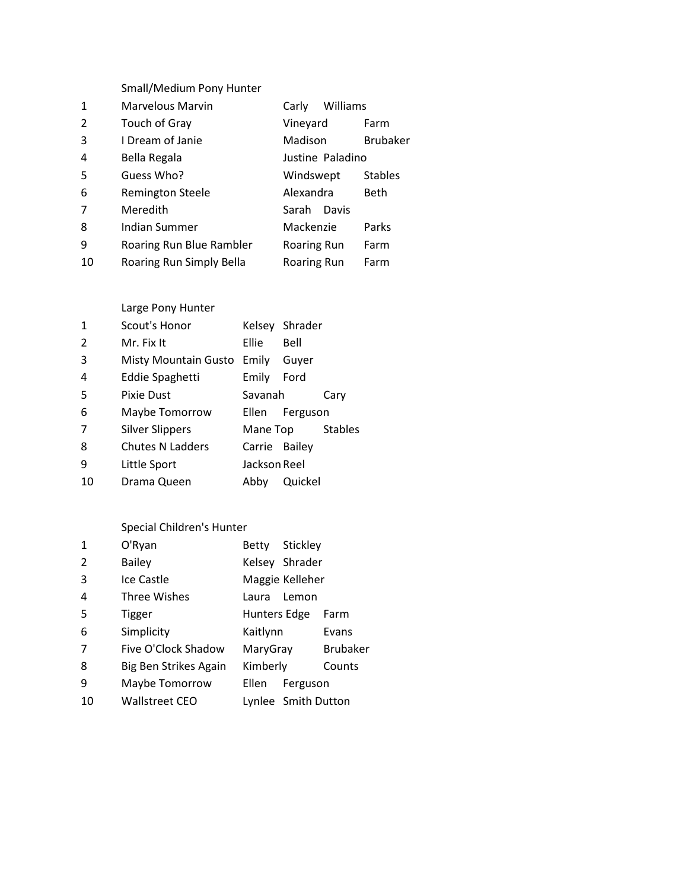## Small/Medium Pony Hunter

| Place | Horse | Owner | |
|---|---|---|---|
| 1 | Marvelous Marvin | Carly | Williams |
| 2 | Touch of Gray | Vineyard | Farm |
| 3 | I Dream of Janie | Madison | Brubaker |
| 4 | Bella Regala | Justine | Paladino |
| 5 | Guess Who? | Windswept | Stables |
| 6 | Remington Steele | Alexandra | Beth |
| 7 | Meredith | Sarah | Davis |
| 8 | Indian Summer | Mackenzie | Parks |
| 9 | Roaring Run Blue Rambler | Roaring Run | Farm |
| 10 | Roaring Run Simply Bella | Roaring Run | Farm |

## Large Pony Hunter

| Place | Horse | Owner | |
|---|---|---|---|
| 1 | Scout's Honor | Kelsey | Shrader |
| 2 | Mr. Fix It | Ellie | Bell |
| 3 | Misty Mountain Gusto | Emily | Guyer |
| 4 | Eddie Spaghetti | Emily | Ford |
| 5 | Pixie Dust | Savanah | Cary |
| 6 | Maybe Tomorrow | Ellen | Ferguson |
| 7 | Silver Slippers | Mane Top | Stables |
| 8 | Chutes N Ladders | Carrie | Bailey |
| 9 | Little Sport | Jackson | Reel |
| 10 | Drama Queen | Abby | Quickel |

## Special Children's Hunter

| Place | Horse | Owner | |
|---|---|---|---|
| 1 | O'Ryan | Betty | Stickley |
| 2 | Bailey | Kelsey | Shrader |
| 3 | Ice Castle | Maggie | Kelleher |
| 4 | Three Wishes | Laura | Lemon |
| 5 | Tigger | Hunters Edge | Farm |
| 6 | Simplicity | Kaitlynn | Evans |
| 7 | Five O'Clock Shadow | MaryGray | Brubaker |
| 8 | Big Ben Strikes Again | Kimberly | Counts |
| 9 | Maybe Tomorrow | Ellen | Ferguson |
| 10 | Wallstreet CEO | Lynlee | Smith Dutton |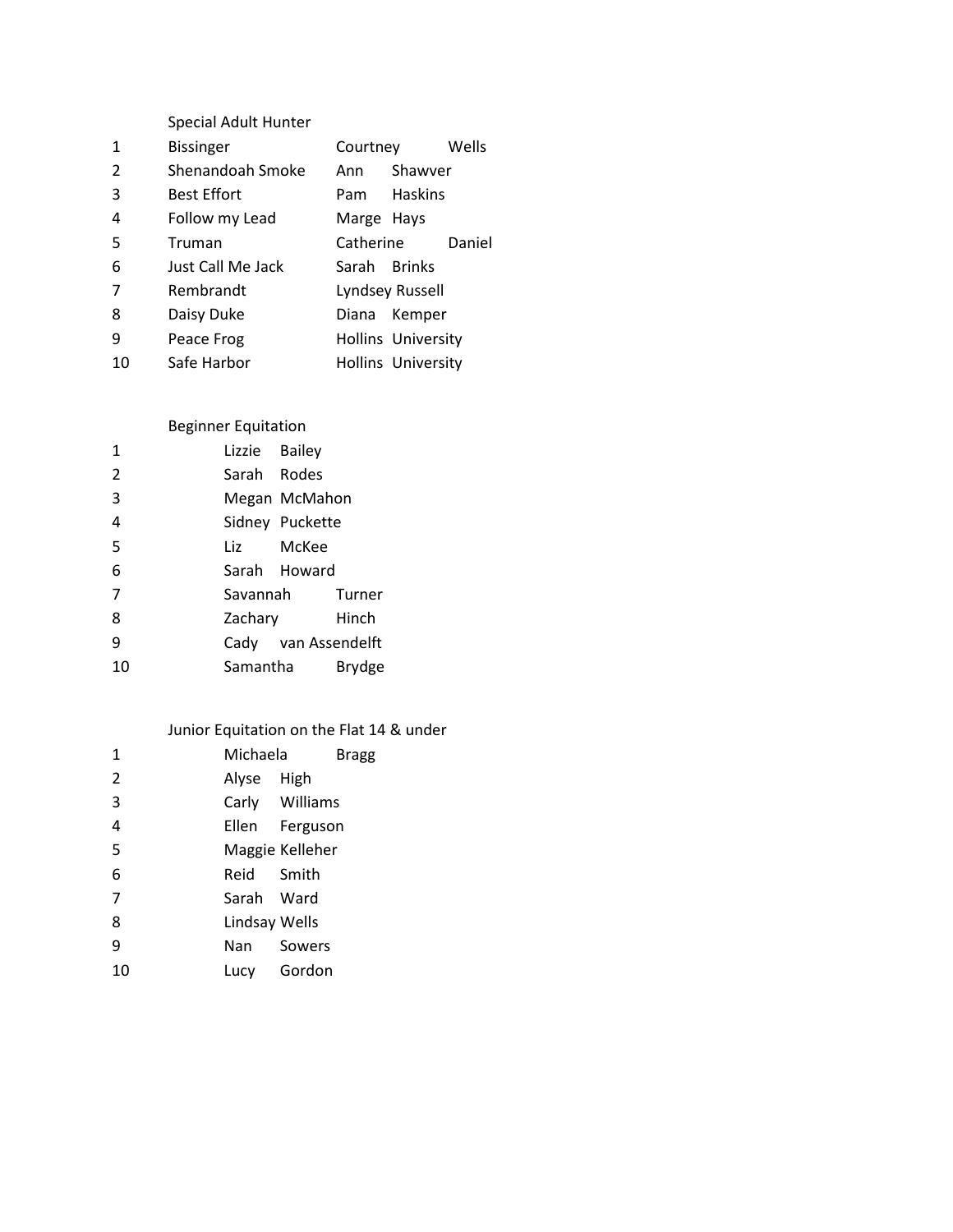## Special Adult Hunter

| | | | |
|---|---|---|---|
| 1 | Bissinger | Courtney | Wells |
| 2 | Shenandoah Smoke | Ann | Shawver |
| 3 | Best Effort | Pam | Haskins |
| 4 | Follow my Lead | Marge | Hays |
| 5 | Truman | Catherine | Daniel |
| 6 | Just Call Me Jack | Sarah | Brinks |
| 7 | Rembrandt | Lyndsey | Russell |
| 8 | Daisy Duke | Diana | Kemper |
| 9 | Peace Frog | Hollins | University |
| 10 | Safe Harbor | Hollins | University |

## Beginner Equitation

| | | |
|---|---|---|
| 1 | Lizzie | Bailey |
| 2 | Sarah | Rodes |
| 3 | Megan | McMahon |
| 4 | Sidney | Puckette |
| 5 | Liz | McKee |
| 6 | Sarah | Howard |
| 7 | Savannah | Turner |
| 8 | Zachary | Hinch |
| 9 | Cady | van Assendelft |
| 10 | Samantha | Brydge |

## Junior Equitation on the Flat 14 & under

| | | |
|---|---|---|
| 1 | Michaela | Bragg |
| 2 | Alyse | High |
| 3 | Carly | Williams |
| 4 | Ellen | Ferguson |
| 5 | Maggie | Kelleher |
| 6 | Reid | Smith |
| 7 | Sarah | Ward |
| 8 | Lindsay | Wells |
| 9 | Nan | Sowers |
| 10 | Lucy | Gordon |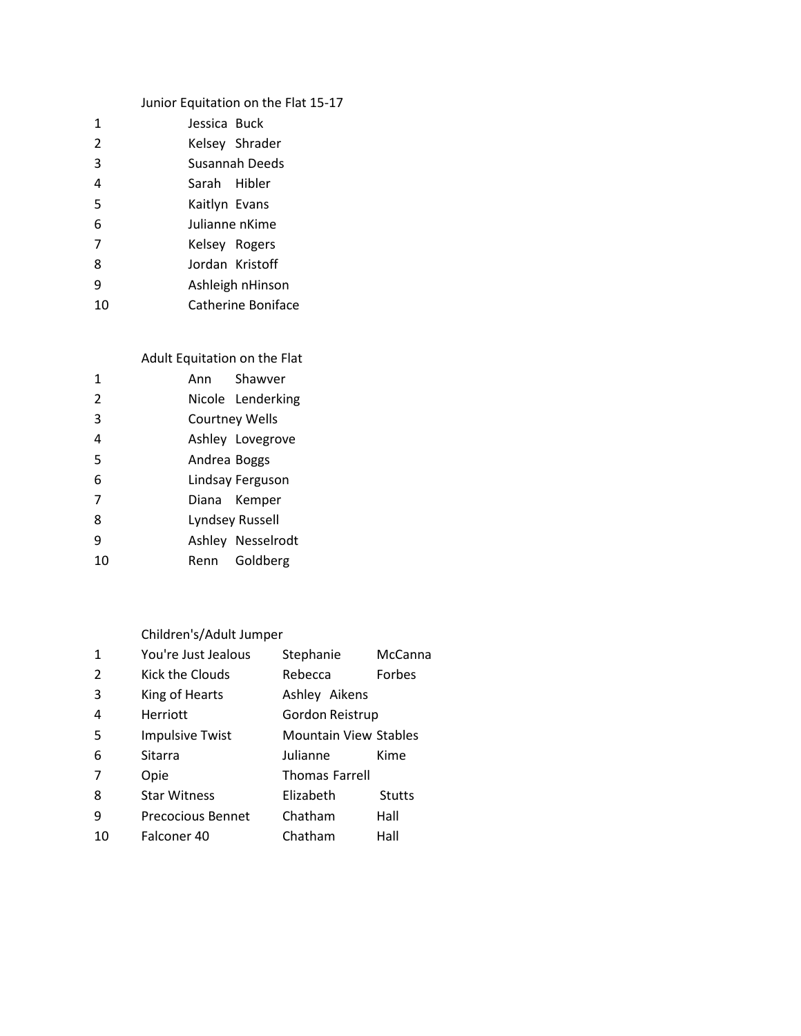## Junior Equitation on the Flat 15-17

| Place | Rider |
|---|---|
| 1 | Jessica Buck |
| 2 | Kelsey Shrader |
| 3 | Susannah Deeds |
| 4 | Sarah Hibler |
| 5 | Kaitlyn Evans |
| 6 | Julianne nKime |
| 7 | Kelsey Rogers |
| 8 | Jordan Kristoff |
| 9 | Ashleigh nHinson |
| 10 | Catherine Boniface |

## Adult Equitation on the Flat

| Place | Rider |
|---|---|
| 1 | Ann Shawver |
| 2 | Nicole Lenderking |
| 3 | Courtney Wells |
| 4 | Ashley Lovegrove |
| 5 | Andrea Boggs |
| 6 | Lindsay Ferguson |
| 7 | Diana Kemper |
| 8 | Lyndsey Russell |
| 9 | Ashley Nesselrodt |
| 10 | Renn Goldberg |

## Children's/Adult Jumper

| Place | Horse | Rider/Owner |
|---|---|---|
| 1 | You're Just Jealous | Stephanie McCanna |
| 2 | Kick the Clouds | Rebecca Forbes |
| 3 | King of Hearts | Ashley Aikens |
| 4 | Herriott | Gordon Reistrup |
| 5 | Impulsive Twist | Mountain View Stables |
| 6 | Sitarra | Julianne Kime |
| 7 | Opie | Thomas Farrell |
| 8 | Star Witness | Elizabeth Stutts |
| 9 | Precocious Bennet | Chatham Hall |
| 10 | Falconer 40 | Chatham Hall |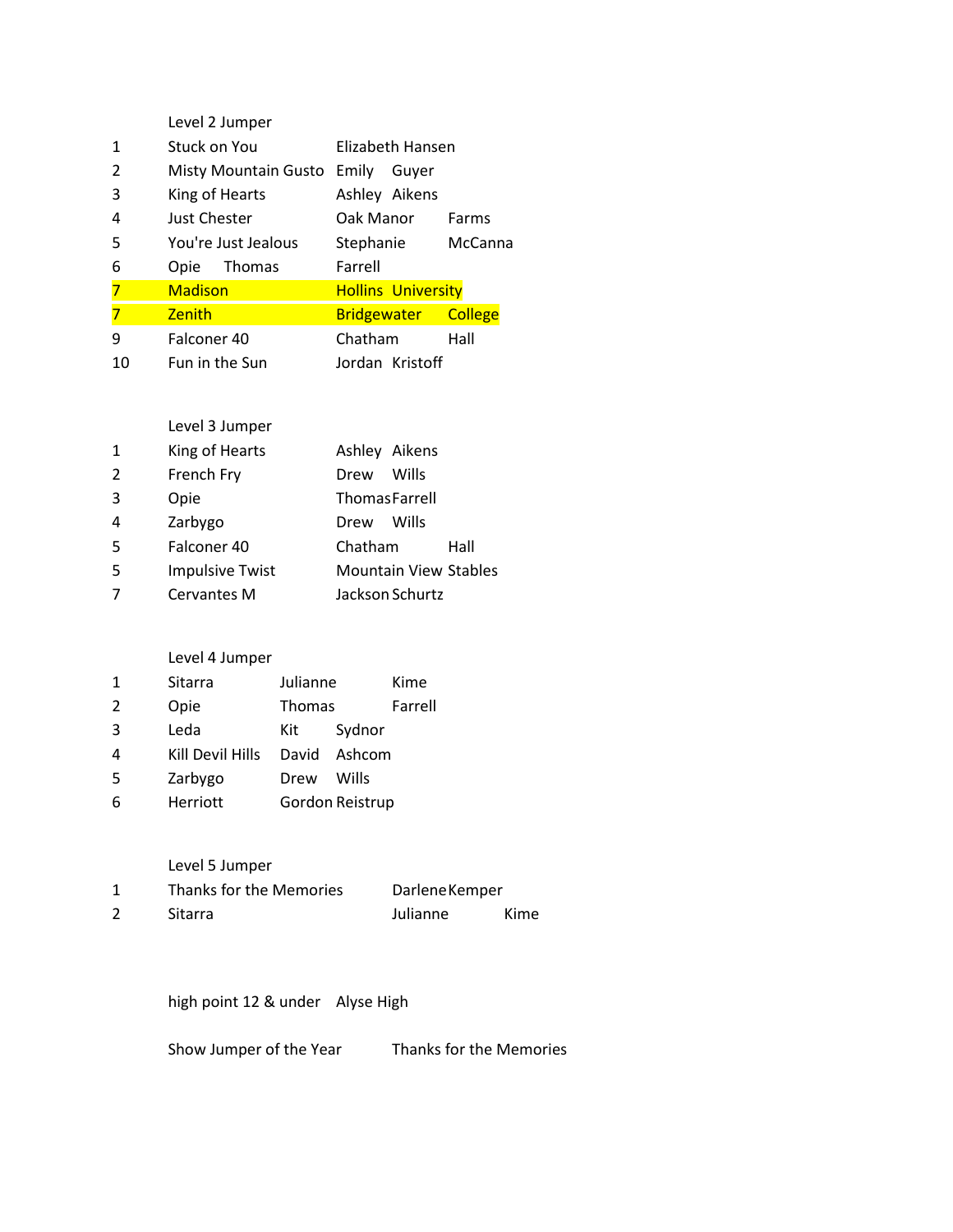### Level 2 Jumper

| Place | Horse | Rider/Owner |
|---|---|---|
| 1 | Stuck on You | Elizabeth Hansen |
| 2 | Misty Mountain Gusto | Emily Guyer |
| 3 | King of Hearts | Ashley Aikens |
| 4 | Just Chester | Oak Manor Farms |
| 5 | You're Just Jealous | Stephanie McCanna |
| 6 | Opie | Thomas Farrell |
| 7 | Madison | Hollins University |
| 7 | Zenith | Bridgewater College |
| 9 | Falconer 40 | Chatham Hall |
| 10 | Fun in the Sun | Jordan Kristoff |

### Level 3 Jumper

| Place | Horse | Rider/Owner |
|---|---|---|
| 1 | King of Hearts | Ashley Aikens |
| 2 | French Fry | Drew Wills |
| 3 | Opie | Thomas Farrell |
| 4 | Zarbygo | Drew Wills |
| 5 | Falconer 40 | Chatham Hall |
| 5 | Impulsive Twist | Mountain View Stables |
| 7 | Cervantes M | Jackson Schurtz |

### Level 4 Jumper

| Place | Horse | Rider/Owner |
|---|---|---|
| 1 | Sitarra | Julianne Kime |
| 2 | Opie | Thomas Farrell |
| 3 | Leda | Kit Sydnor |
| 4 | Kill Devil Hills | David Ashcom |
| 5 | Zarbygo | Drew Wills |
| 6 | Herriott | Gordon Reistrup |

### Level 5 Jumper

| Place | Horse | Rider/Owner |
|---|---|---|
| 1 | Thanks for the Memories | Darlene Kemper |
| 2 | Sitarra | Julianne Kime |

high point 12 & under — Alyse High

Show Jumper of the Year — Thanks for the Memories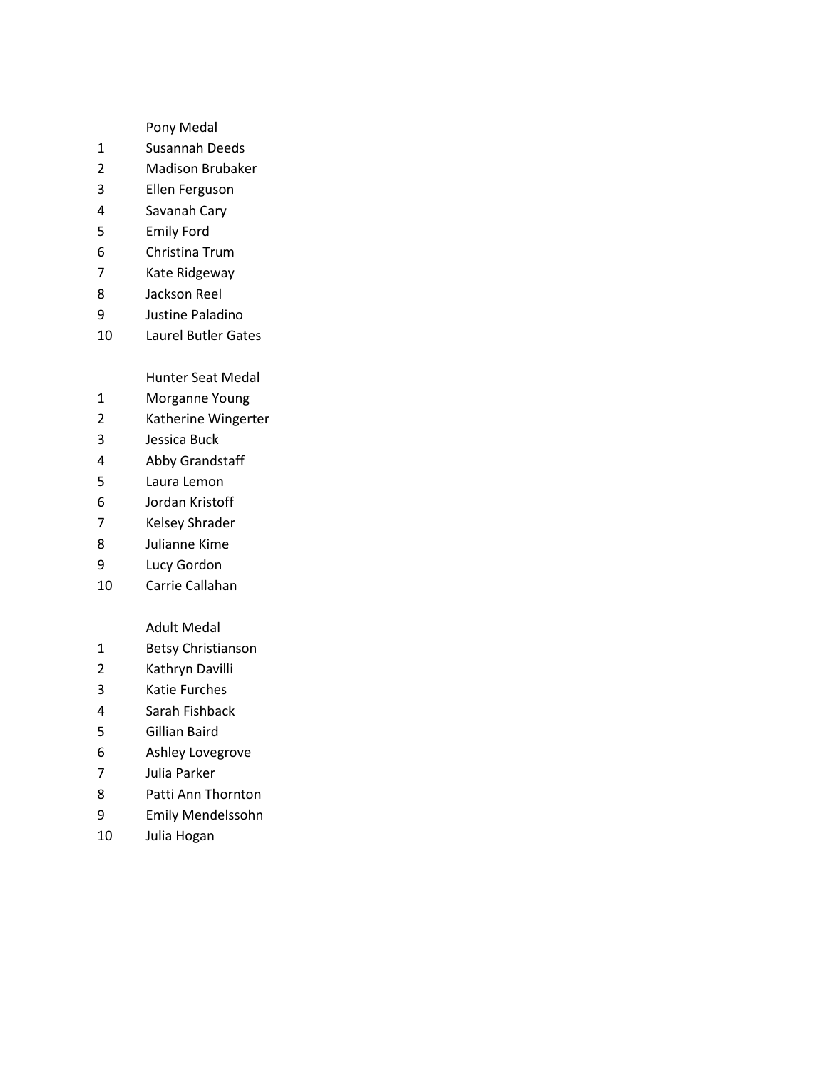Pony Medal

| | |
|---|---|
| 1 | Susannah Deeds |
| 2 | Madison Brubaker |
| 3 | Ellen Ferguson |
| 4 | Savanah Cary |
| 5 | Emily Ford |
| 6 | Christina Trum |
| 7 | Kate Ridgeway |
| 8 | Jackson Reel |
| 9 | Justine Paladino |
| 10 | Laurel Butler Gates |

Hunter Seat Medal

| | |
|---|---|
| 1 | Morganne Young |
| 2 | Katherine Wingerter |
| 3 | Jessica Buck |
| 4 | Abby Grandstaff |
| 5 | Laura Lemon |
| 6 | Jordan Kristoff |
| 7 | Kelsey Shrader |
| 8 | Julianne Kime |
| 9 | Lucy Gordon |
| 10 | Carrie Callahan |

Adult Medal

| | |
|---|---|
| 1 | Betsy Christianson |
| 2 | Kathryn Davilli |
| 3 | Katie Furches |
| 4 | Sarah Fishback |
| 5 | Gillian Baird |
| 6 | Ashley Lovegrove |
| 7 | Julia Parker |
| 8 | Patti Ann Thornton |
| 9 | Emily Mendelssohn |
| 10 | Julia Hogan |